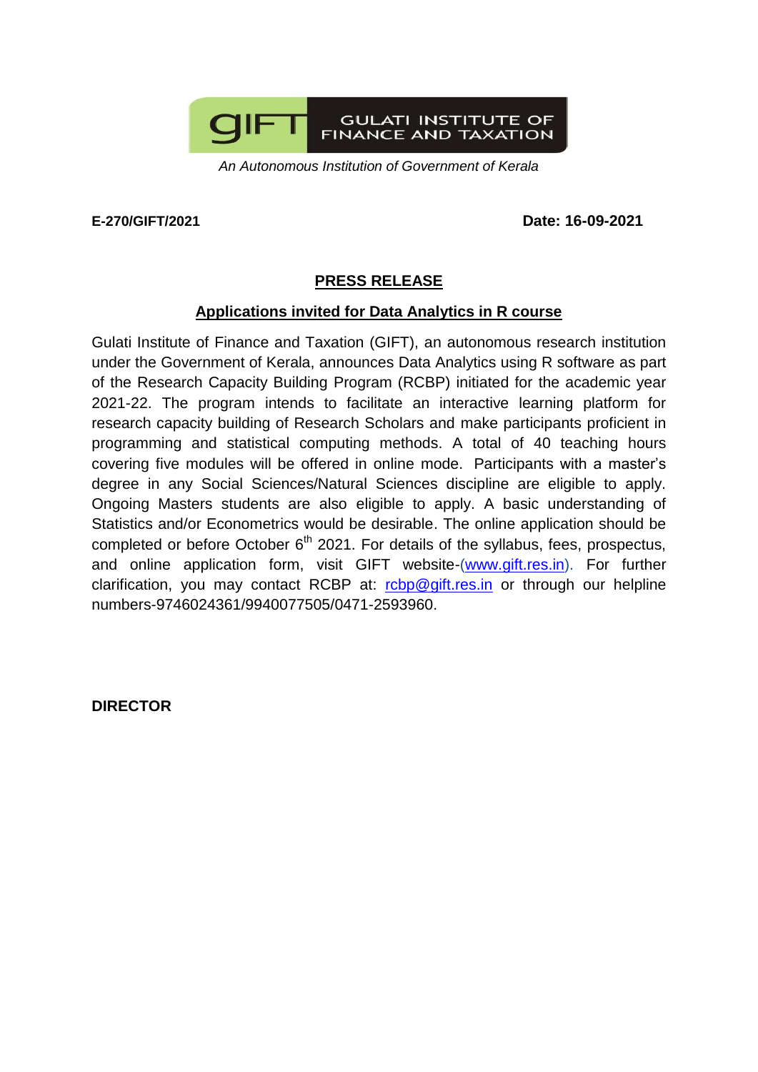**GULATI INSTITUTE OF FINANCE AND TAXATION**

*An Autonomous Institution of Government of Kerala*

**E-270/GIFT/2021** **Date: 16-09-2021**

## PRESS RELEASE

### Applications invited for Data Analytics in R course

Gulati Institute of Finance and Taxation (GIFT), an autonomous research institution under the Government of Kerala, announces Data Analytics using R software as part of the Research Capacity Building Program (RCBP) initiated for the academic year 2021-22. The program intends to facilitate an interactive learning platform for research capacity building of Research Scholars and make participants proficient in programming and statistical computing methods. A total of 40 teaching hours covering five modules will be offered in online mode. Participants with a master's degree in any Social Sciences/Natural Sciences discipline are eligible to apply. Ongoing Masters students are also eligible to apply. A basic understanding of Statistics and/or Econometrics would be desirable. The online application should be completed or before October 6th 2021. For details of the syllabus, fees, prospectus, and online application form, visit GIFT website-(www.gift.res.in). For further clarification, you may contact RCBP at: rcbp@gift.res.in or through our helpline numbers-9746024361/9940077505/0471-2593960.

**DIRECTOR**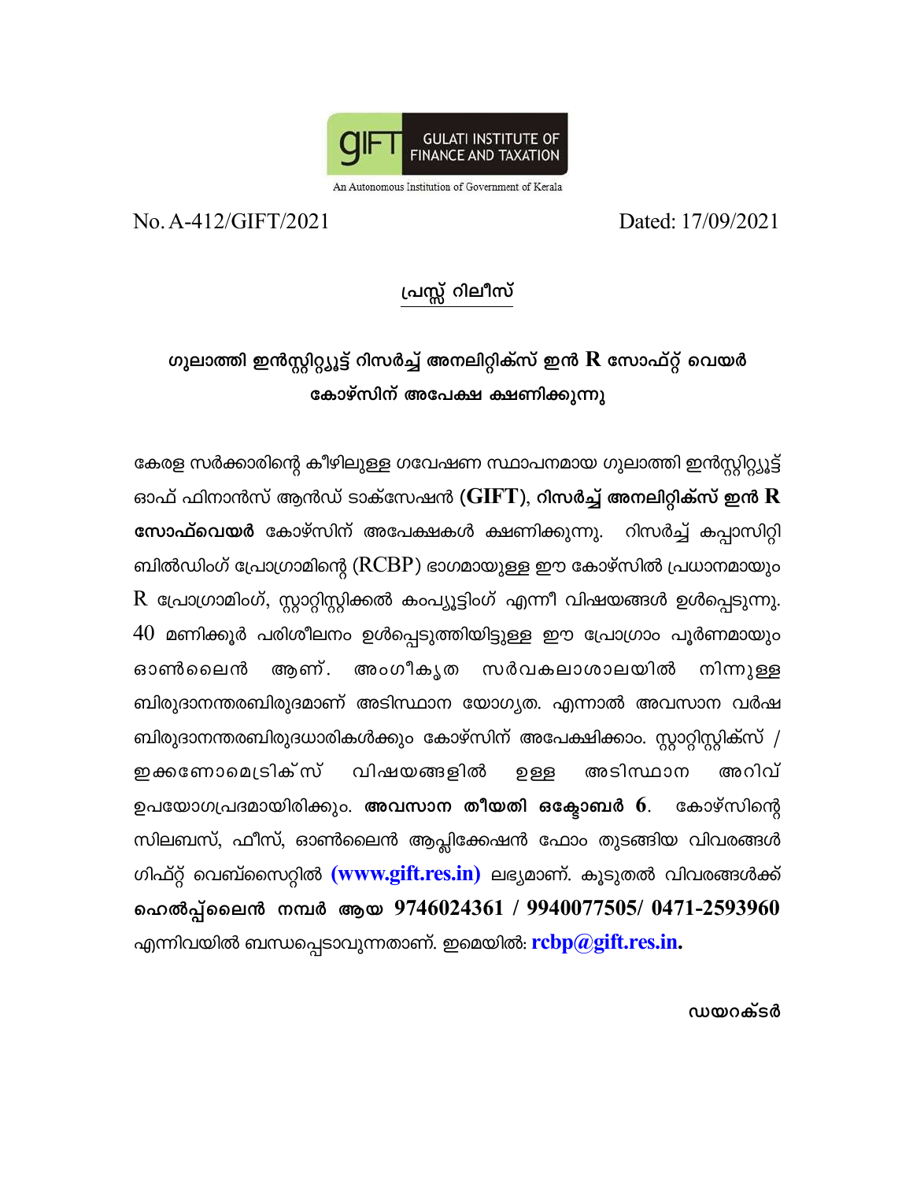GULATI INSTITUTE OF FINANCE AND TAXATION

An Autonomous Institution of Government of Kerala

No. A-412/GIFT/2021 Dated: 17/09/2021

## പ്രസ്സ് റിലീസ്

### ഗുലാത്തി ഇൻസ്റ്റിറ്റ്യൂട്ട് റിസർച്ച് അനലിറ്റിക്സ് ഇൻ R സോഫ്റ്റ് വെയർ കോഴ്സിന് അപേക്ഷ ക്ഷണിക്കുന്നു

കേരള സർക്കാരിന്റെ കീഴിലുള്ള ഗവേഷണ സ്ഥാപനമായ ഗുലാത്തി ഇൻസ്റ്റിറ്റ്യൂട്ട് ഓഫ് ഫിനാൻസ് ആൻഡ് ടാക്സേഷൻ **(GIFT)**, **റിസർച്ച് അനലിറ്റിക്സ് ഇൻ R സോഫ്‌വെയർ** കോഴ്സിന് അപേക്ഷകൾ ക്ഷണിക്കുന്നു. റിസർച്ച് കപ്പാസിറ്റി ബിൽഡിംഗ് പ്രോഗ്രാമിന്റെ (RCBP) ഭാഗമായുള്ള ഈ കോഴ്സിൽ പ്രധാനമായും R പ്രോഗ്രാമിംഗ്, സ്റ്റാറ്റിസ്റ്റിക്കൽ കംപ്യൂട്ടിംഗ് എന്നീ വിഷയങ്ങൾ ഉൾപ്പെടുന്നു. 40 മണിക്കൂർ പരിശീലനം ഉൾപ്പെടുത്തിയിട്ടുള്ള ഈ പ്രോഗ്രാം പൂർണമായും ഓൺലൈൻ ആണ്. അംഗീകൃത സർവകലാശാലയിൽ നിന്നുള്ള ബിരുദാനന്തരബിരുദമാണ് അടിസ്ഥാന യോഗ്യത. എന്നാൽ അവസാന വർഷ ബിരുദാനന്തരബിരുദധാരികൾക്കും കോഴ്സിന് അപേക്ഷിക്കാം. സ്റ്റാറ്റിസ്റ്റിക്സ് / ഇക്കണോമെട്രിക്സ് വിഷയങ്ങളിൽ ഉള്ള അടിസ്ഥാന അറിവ് ഉപയോഗപ്രദമായിരിക്കും. **അവസാന തീയതി ഒക്ടോബർ 6**. കോഴ്സിന്റെ സിലബസ്, ഫീസ്, ഓൺലൈൻ ആപ്ലിക്കേഷൻ ഫോം തുടങ്ങിയ വിവരങ്ങൾ ഗിഫ്റ്റ് വെബ്സൈറ്റിൽ **(www.gift.res.in)** ലഭ്യമാണ്. കൂടുതൽ വിവരങ്ങൾക്ക് **ഹെൽപ്പ്ലൈൻ നമ്പർ ആയ 9746024361 / 9940077505/ 0471-2593960** എന്നിവയിൽ ബന്ധപ്പെടാവുന്നതാണ്. ഇമെയിൽ: **rcbp@gift.res.in.**

**ഡയറക്ടർ**